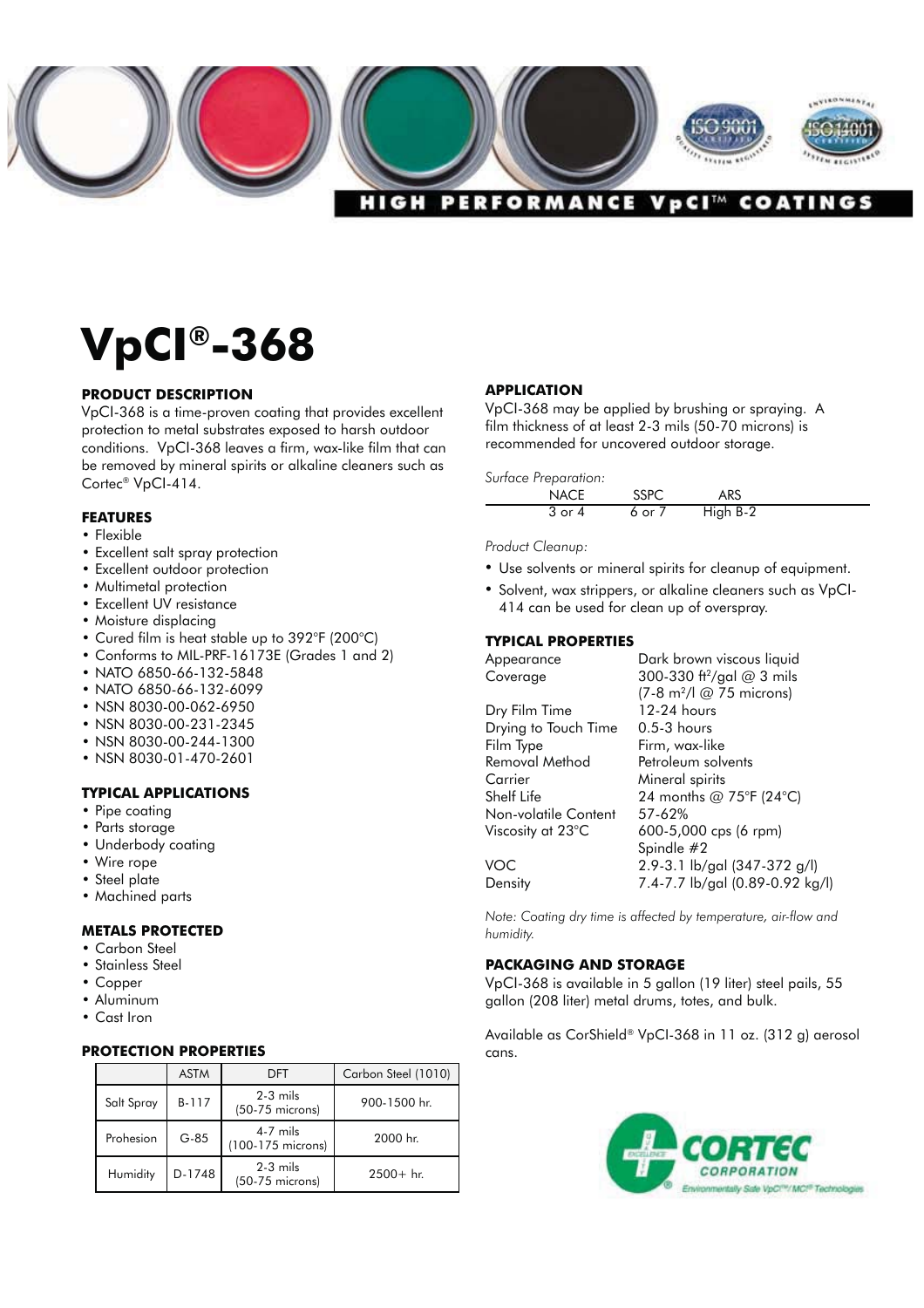HIGH PERFORMANCE VpCI™ COATINGS

# VpCI®-368

## PRODUCT DESCRIPTION

VpCI-368 is a time-proven coating that provides excellent protection to metal substrates exposed to harsh outdoor conditions. VpCI-368 leaves a firm, wax-like film that can be removed by mineral spirits or alkaline cleaners such as Cortec® VpCI-414.

## FEATURES

- Flexible
- Excellent salt spray protection
- Excellent outdoor protection
- Multimetal protection
- Excellent UV resistance
- Moisture displacing
- Cured film is heat stable up to 392°F (200°C)
- Conforms to MIL-PRF-16173E (Grades 1 and 2)
- NATO 6850-66-132-5848
- NATO 6850-66-132-6099
- NSN 8030-00-062-6950
- NSN 8030-00-231-2345
- NSN 8030-00-244-1300
- NSN 8030-01-470-2601

## TYPICAL APPLICATIONS

- Pipe coating
- Parts storage
- Underbody coating
- Wire rope
- Steel plate
- Machined parts

## METALS PROTECTED

- Carbon Steel
- Stainless Steel
- Copper
- Aluminum
- Cast Iron

## PROTECTION PROPERTIES

| | ASTM | DFT | Carbon Steel (1010) |
|---|---|---|---|
| Salt Spray | B-117 | 2-3 mils (50-75 microns) | 900-1500 hr. |
| Prohesion | G-85 | 4-7 mils (100-175 microns) | 2000 hr. |
| Humidity | D-1748 | 2-3 mils (50-75 microns) | 2500+ hr. |

## APPLICATION

VpCI-368 may be applied by brushing or spraying. A film thickness of at least 2-3 mils (50-70 microns) is recommended for uncovered outdoor storage.

*Surface Preparation:*

| NACE | SSPC | ARS |
|---|---|---|
| 3 or 4 | 6 or 7 | High B-2 |

*Product Cleanup:*

- Use solvents or mineral spirits for cleanup of equipment.
- Solvent, wax strippers, or alkaline cleaners such as VpCI-414 can be used for clean up of overspray.

## TYPICAL PROPERTIES

| | |
|---|---|
| Appearance | Dark brown viscous liquid |
| Coverage | 300-330 ft²/gal @ 3 mils (7-8 m²/l @ 75 microns) |
| Dry Film Time | 12-24 hours |
| Drying to Touch Time | 0.5-3 hours |
| Film Type | Firm, wax-like |
| Removal Method | Petroleum solvents |
| Carrier | Mineral spirits |
| Shelf Life | 24 months @ 75°F (24°C) |
| Non-volatile Content | 57-62% |
| Viscosity at 23°C | 600-5,000 cps (6 rpm) Spindle #2 |
| VOC | 2.9-3.1 lb/gal (347-372 g/l) |
| Density | 7.4-7.7 lb/gal (0.89-0.92 kg/l) |

*Note: Coating dry time is affected by temperature, air-flow and humidity.*

## PACKAGING AND STORAGE

VpCI-368 is available in 5 gallon (19 liter) steel pails, 55 gallon (208 liter) metal drums, totes, and bulk.

Available as CorShield® VpCI-368 in 11 oz. (312 g) aerosol cans.

CORTEC CORPORATION
Environmentally Safe VpCI™/MCI® Technologies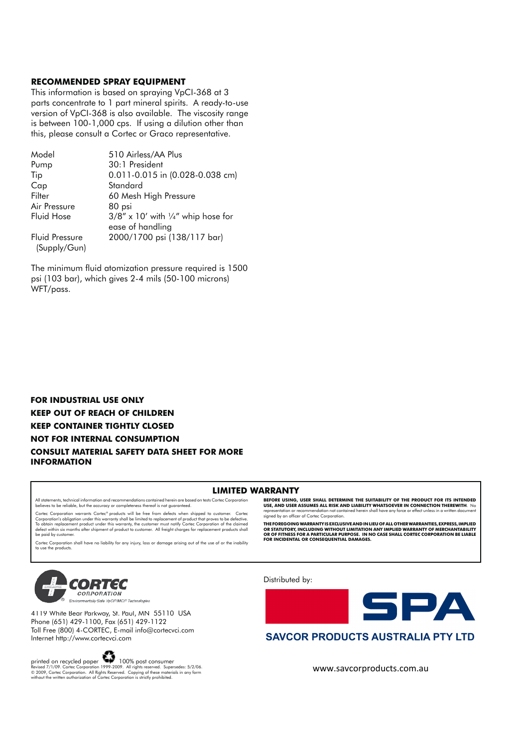## RECOMMENDED SPRAY EQUIPMENT

This information is based on spraying VpCI-368 at 3 parts concentrate to 1 part mineral spirits. A ready-to-use version of VpCI-368 is also available. The viscosity range is between 100-1,000 cps. If using a dilution other than this, please consult a Cortec or Graco representative.

| | |
|---|---|
| Model | 510 Airless/AA Plus |
| Pump | 30:1 President |
| Tip | 0.011-0.015 in (0.028-0.038 cm) |
| Cap | Standard |
| Filter | 60 Mesh High Pressure |
| Air Pressure | 80 psi |
| Fluid Hose | 3/8" x 10' with ¼" whip hose for ease of handling |
| Fluid Pressure (Supply/Gun) | 2000/1700 psi (138/117 bar) |

The minimum fluid atomization pressure required is 1500 psi (103 bar), which gives 2-4 mils (50-100 microns) WFT/pass.

**FOR INDUSTRIAL USE ONLY**
**KEEP OUT OF REACH OF CHILDREN**
**KEEP CONTAINER TIGHTLY CLOSED**
**NOT FOR INTERNAL CONSUMPTION**
**CONSULT MATERIAL SAFETY DATA SHEET FOR MORE INFORMATION**

## LIMITED WARRANTY

All statements, technical information and recommendations contained herein are based on tests Cortec Corporation believes to be reliable, but the accuracy or completeness thereof is not guaranteed.

Cortec Corporation warrants Cortec® products will be free from defects when shipped to customer. Cortec Corporation's obligation under this warranty shall be limited to replacement of product that proves to be defective. To obtain replacement product under this warranty, the customer must notify Cortec Corporation of the claimed defect within six months after shipment of product to customer. All freight charges for replacement products shall be paid by customer.

Cortec Corporation shall have no liability for any injury, loss or damage arising out of the use of or the inability to use the products.

**BEFORE USING, USER SHALL DETERMINE THE SUITABILITY OF THE PRODUCT FOR ITS INTENDED USE, AND USER ASSUMES ALL RISK AND LIABILITY WHATSOEVER IN CONNECTION THEREWITH.** No representation or recommendation not contained herein shall have any force or effect unless in a written document signed by an officer of Cortec Corporation.

**THE FOREGOING WARRANTY IS EXCLUSIVE AND IN LIEU OF ALL OTHER WARRANTIES, EXPRESS, IMPLIED OR STATUTORY, INCLUDING WITHOUT LIMITATION ANY IMPLIED WARRANTY OF MERCHANTABILITY OR OF FITNESS FOR A PARTICULAR PURPOSE. IN NO CASE SHALL CORTEC CORPORATION BE LIABLE FOR INCIDENTAL OR CONSEQUENTIAL DAMAGES.**

CORTEC CORPORATION
Environmentally Safe VpCI®/MCI® Technologies

4119 White Bear Parkway, St. Paul, MN 55110 USA
Phone (651) 429-1100, Fax (651) 429-1122
Toll Free (800) 4-CORTEC, E-mail info@cortecvci.com
Internet http://www.cortecvci.com

printed on recycled paper 100% post consumer
Revised 7/1/09. Cortec Corporation 1999-2009. All rights reserved. Supersedes: 5/2/06.
© 2009, Cortec Corporation. All Rights Reserved. Copying of these materials in any form without the written authorization of Cortec Corporation is strictly prohibited.

Distributed by:

SPA
SAVCOR PRODUCTS AUSTRALIA PTY LTD

www.savcorproducts.com.au